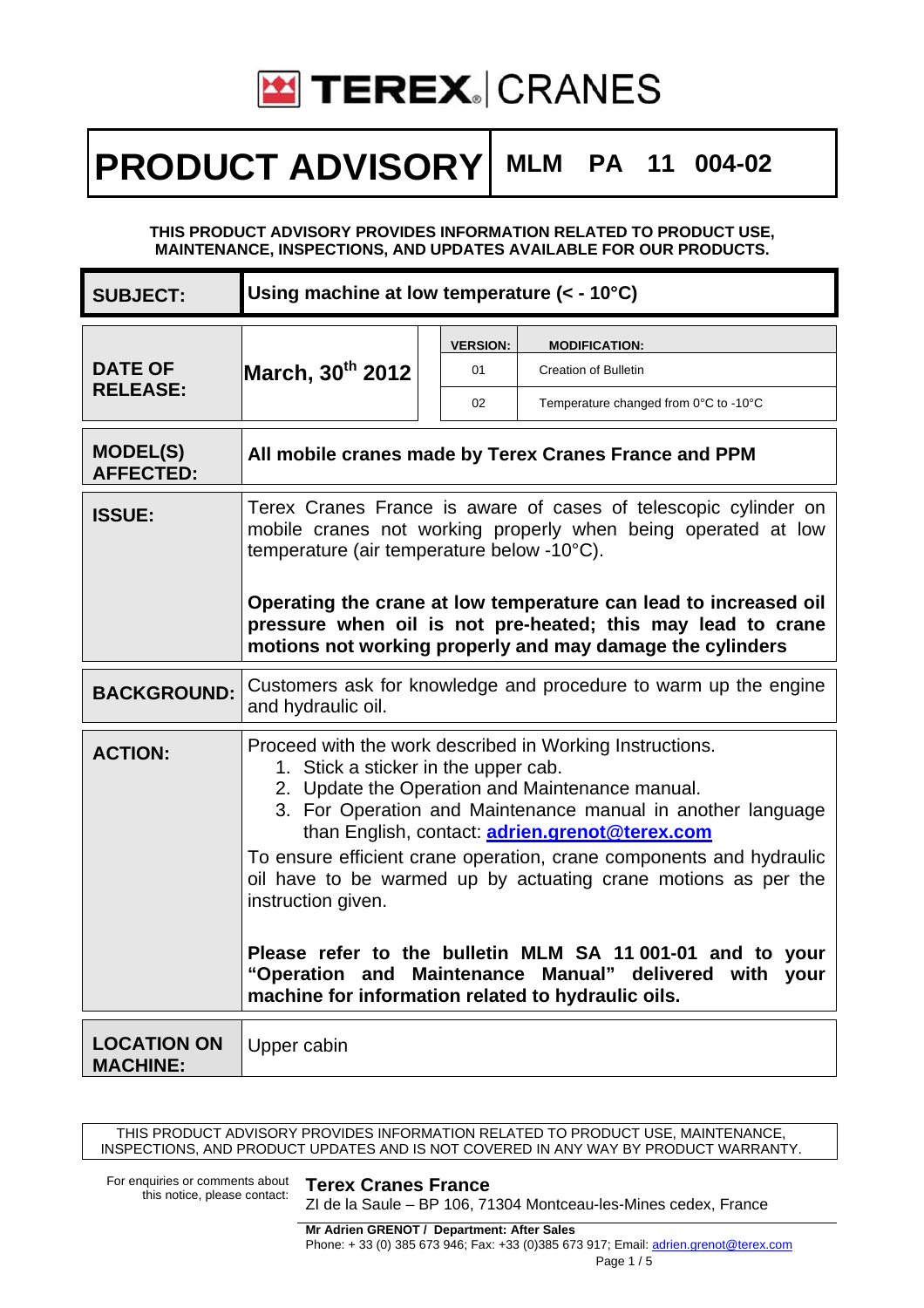# TEREX | CRANES

# PRODUCT ADVISORY MLM PA 11 004-02

**THIS PRODUCT ADVISORY PROVIDES INFORMATION RELATED TO PRODUCT USE, MAINTENANCE, INSPECTIONS, AND UPDATES AVAILABLE FOR OUR PRODUCTS.**

| **SUBJECT:** | **Using machine at low temperature (< - 10°C)** |
|---|---|

| **DATE OF RELEASE:** | **March, 30th 2012** | **VERSION:** | **MODIFICATION:** |
|---|---|---|---|
| | | 01 | Creation of Bulletin |
| | | 02 | Temperature changed from 0°C to -10°C |

| | |
|---|---|
| **MODEL(S) AFFECTED:** | **All mobile cranes made by Terex Cranes France and PPM** |
| **ISSUE:** | Terex Cranes France is aware of cases of telescopic cylinder on mobile cranes not working properly when being operated at low temperature (air temperature below -10°C).<br><br>**Operating the crane at low temperature can lead to increased oil pressure when oil is not pre-heated; this may lead to crane motions not working properly and may damage the cylinders** |
| **BACKGROUND:** | Customers ask for knowledge and procedure to warm up the engine and hydraulic oil. |
| **ACTION:** | Proceed with the work described in Working Instructions.<br>1. Stick a sticker in the upper cab.<br>2. Update the Operation and Maintenance manual.<br>3. For Operation and Maintenance manual in another language than English, contact: **adrien.grenot@terex.com**<br>To ensure efficient crane operation, crane components and hydraulic oil have to be warmed up by actuating crane motions as per the instruction given.<br><br>**Please refer to the bulletin MLM SA 11 001-01 and to your "Operation and Maintenance Manual" delivered with your machine for information related to hydraulic oils.** |
| **LOCATION ON MACHINE:** | Upper cabin |

THIS PRODUCT ADVISORY PROVIDES INFORMATION RELATED TO PRODUCT USE, MAINTENANCE, INSPECTIONS, AND PRODUCT UPDATES AND IS NOT COVERED IN ANY WAY BY PRODUCT WARRANTY.

For enquiries or comments about this notice, please contact:

**Terex Cranes France**
ZI de la Saule – BP 106, 71304 Montceau-les-Mines cedex, France

**Mr Adrien GRENOT / Department: After Sales**
Phone: + 33 (0) 385 673 946; Fax: +33 (0)385 673 917; Email: adrien.grenot@terex.com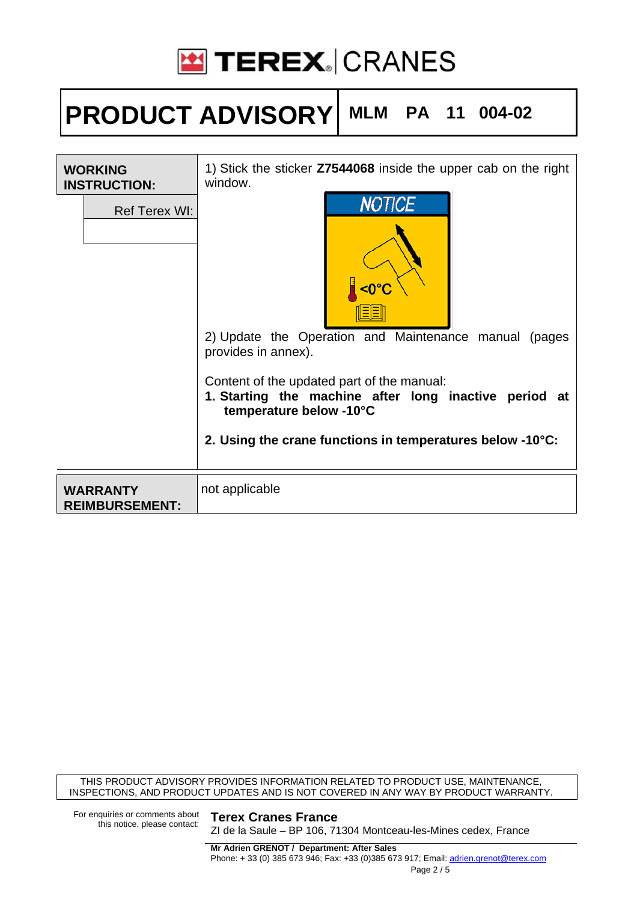# PRODUCT ADVISORY

**MLM PA 11 004-02**

| | |
|---|---|
| **WORKING INSTRUCTION:** | 1) Stick the sticker **Z7544068** inside the upper cab on the right window. |
| Ref Terex WI: | NOTICE <0°C |
| | 2) Update the Operation and Maintenance manual (pages provides in annex). |
| | Content of the updated part of the manual: **1. Starting the machine after long inactive period at temperature below -10°C** **2. Using the crane functions in temperatures below -10°C:** |

| | |
|---|---|
| **WARRANTY REIMBURSEMENT:** | not applicable |

THIS PRODUCT ADVISORY PROVIDES INFORMATION RELATED TO PRODUCT USE, MAINTENANCE, INSPECTIONS, AND PRODUCT UPDATES AND IS NOT COVERED IN ANY WAY BY PRODUCT WARRANTY.

For enquiries or comments about this notice, please contact:

**Terex Cranes France**
ZI de la Saule – BP 106, 71304 Montceau-les-Mines cedex, France

**Mr Adrien GRENOT / Department: After Sales**
Phone: + 33 (0) 385 673 946; Fax: +33 (0)385 673 917; Email: adrien.grenot@terex.com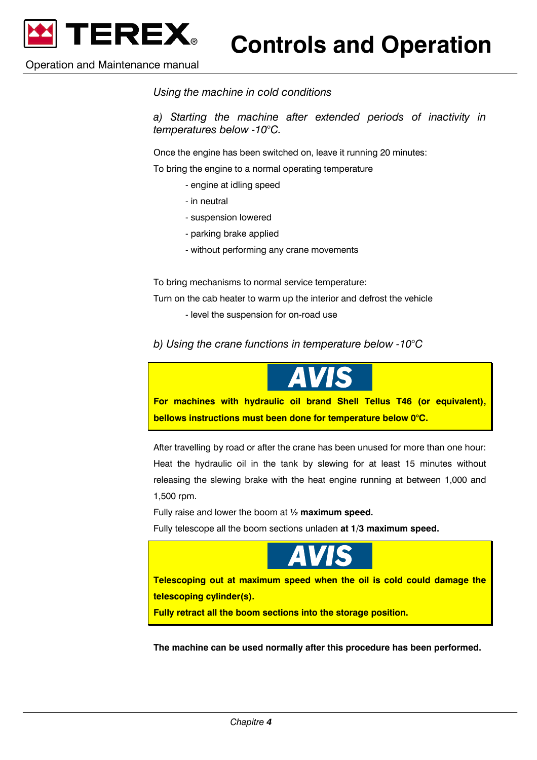# Controls and Operation

*Using the machine in cold conditions*

*a) Starting the machine after extended periods of inactivity in temperatures below -10°C.*

Once the engine has been switched on, leave it running 20 minutes:

To bring the engine to a normal operating temperature

- engine at idling speed
- in neutral
- suspension lowered
- parking brake applied
- without performing any crane movements

To bring mechanisms to normal service temperature:

Turn on the cab heater to warm up the interior and defrost the vehicle

- level the suspension for on-road use

*b) Using the crane functions in temperature below -10°C*

> **AVIS**
>
> **For machines with hydraulic oil brand Shell Tellus T46 (or equivalent), bellows instructions must been done for temperature below 0°C.**

After travelling by road or after the crane has been unused for more than one hour: Heat the hydraulic oil in the tank by slewing for at least 15 minutes without releasing the slewing brake with the heat engine running at between 1,000 and 1,500 rpm.

Fully raise and lower the boom at ½ **maximum speed.**

Fully telescope all the boom sections unladen **at 1/3 maximum speed.**

> **AVIS**
>
> **Telescoping out at maximum speed when the oil is cold could damage the telescoping cylinder(s).**
>
> **Fully retract all the boom sections into the storage position.**

**The machine can be used normally after this procedure has been performed.**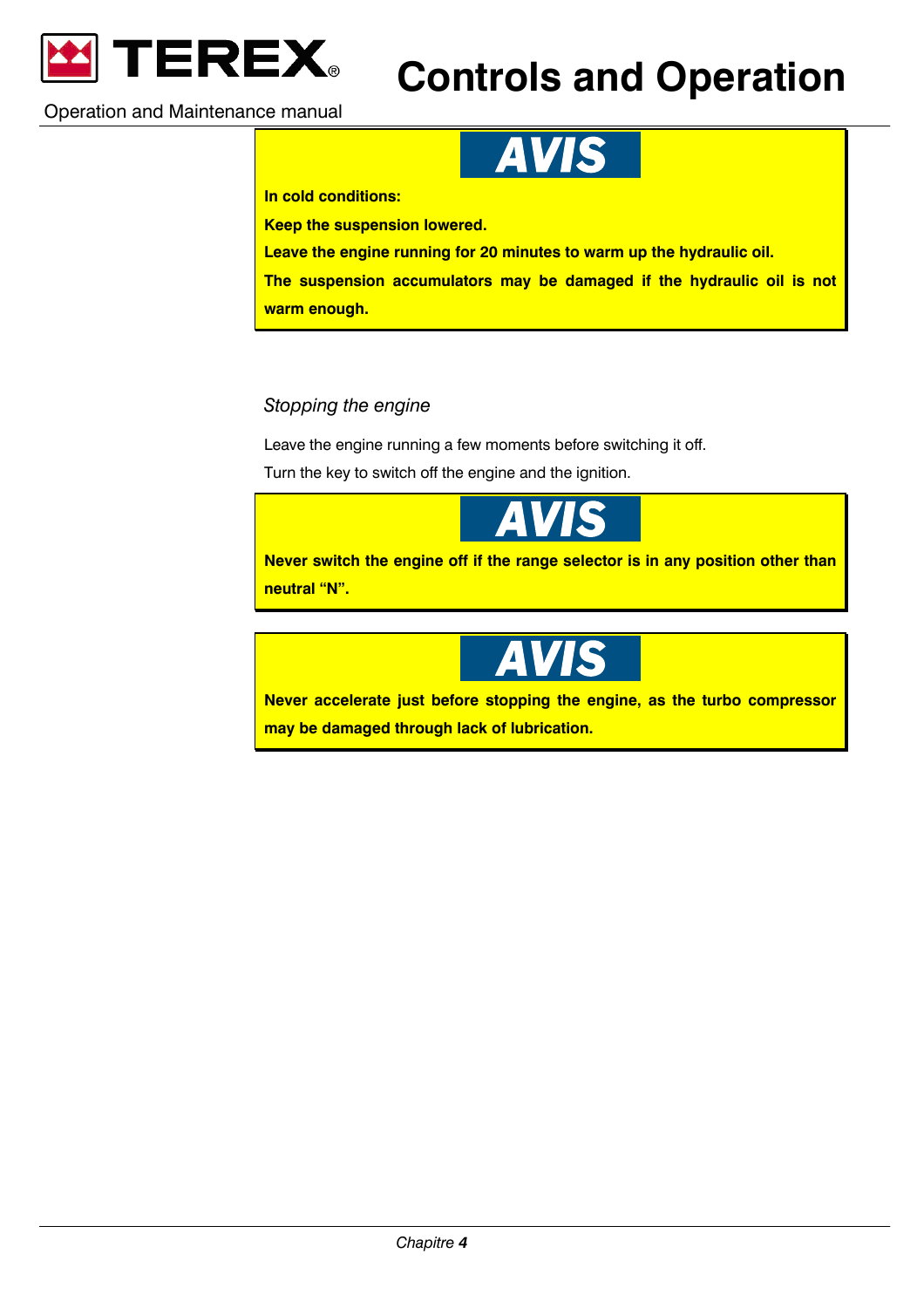**AVIS**

**In cold conditions:**

**Keep the suspension lowered.**

**Leave the engine running for 20 minutes to warm up the hydraulic oil.**

**The suspension accumulators may be damaged if the hydraulic oil is not warm enough.**

### *Stopping the engine*

Leave the engine running a few moments before switching it off.

Turn the key to switch off the engine and the ignition.

**AVIS**

**Never switch the engine off if the range selector is in any position other than neutral "N".**

**AVIS**

**Never accelerate just before stopping the engine, as the turbo compressor may be damaged through lack of lubrication.**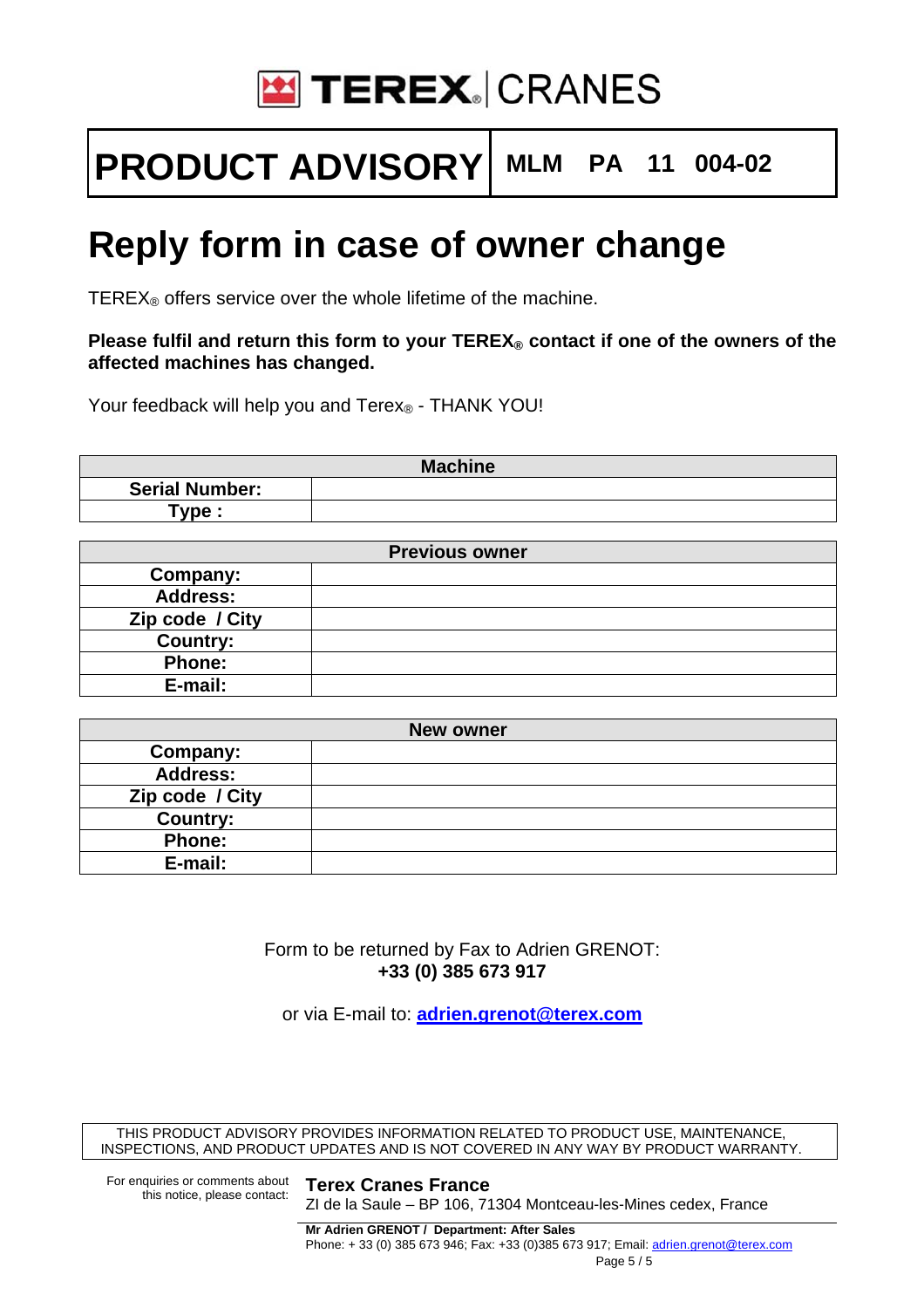TEREX | CRANES

# PRODUCT ADVISORY

**MLM PA 11 004-02**

# Reply form in case of owner change

TEREX® offers service over the whole lifetime of the machine.

**Please fulfil and return this form to your TEREX® contact if one of the owners of the affected machines has changed.**

Your feedback will help you and Terex® - THANK YOU!

| Machine | |
|---|---|
| **Serial Number:** | |
| **Type :** | |

| Previous owner | |
|---|---|
| **Company:** | |
| **Address:** | |
| **Zip code / City** | |
| **Country:** | |
| **Phone:** | |
| **E-mail:** | |

| New owner | |
|---|---|
| **Company:** | |
| **Address:** | |
| **Zip code / City** | |
| **Country:** | |
| **Phone:** | |
| **E-mail:** | |

Form to be returned by Fax to Adrien GRENOT:
**+33 (0) 385 673 917**

or via E-mail to: **adrien.grenot@terex.com**

THIS PRODUCT ADVISORY PROVIDES INFORMATION RELATED TO PRODUCT USE, MAINTENANCE, INSPECTIONS, AND PRODUCT UPDATES AND IS NOT COVERED IN ANY WAY BY PRODUCT WARRANTY.

For enquiries or comments about this notice, please contact:

**Terex Cranes France**
ZI de la Saule – BP 106, 71304 Montceau-les-Mines cedex, France

**Mr Adrien GRENOT / Department: After Sales**
Phone: + 33 (0) 385 673 946; Fax: +33 (0)385 673 917; Email: adrien.grenot@terex.com